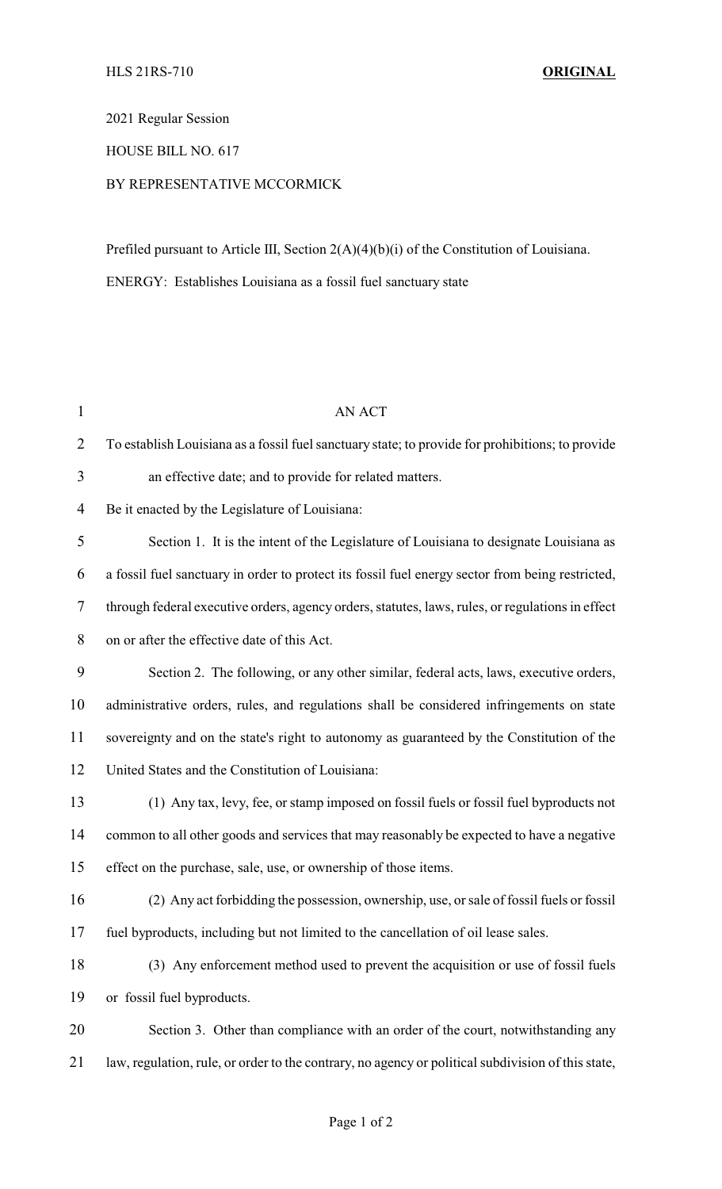HLS 21RS-710 **ORIGINAL**

2021 Regular Session

HOUSE BILL NO. 617

BY REPRESENTATIVE MCCORMICK

Prefiled pursuant to Article III, Section 2(A)(4)(b)(i) of the Constitution of Louisiana.

ENERGY: Establishes Louisiana as a fossil fuel sanctuary state

AN ACT

To establish Louisiana as a fossil fuel sanctuary state; to provide for prohibitions; to provide an effective date; and to provide for related matters.

Be it enacted by the Legislature of Louisiana:

Section 1. It is the intent of the Legislature of Louisiana to designate Louisiana as a fossil fuel sanctuary in order to protect its fossil fuel energy sector from being restricted, through federal executive orders, agency orders, statutes, laws, rules, or regulations in effect on or after the effective date of this Act.

Section 2. The following, or any other similar, federal acts, laws, executive orders, administrative orders, rules, and regulations shall be considered infringements on state sovereignty and on the state's right to autonomy as guaranteed by the Constitution of the United States and the Constitution of Louisiana:

(1) Any tax, levy, fee, or stamp imposed on fossil fuels or fossil fuel byproducts not common to all other goods and services that may reasonably be expected to have a negative effect on the purchase, sale, use, or ownership of those items.

(2) Any act forbidding the possession, ownership, use, or sale of fossil fuels or fossil fuel byproducts, including but not limited to the cancellation of oil lease sales.

(3) Any enforcement method used to prevent the acquisition or use of fossil fuels or fossil fuel byproducts.

Section 3. Other than compliance with an order of the court, notwithstanding any law, regulation, rule, or order to the contrary, no agency or political subdivision of this state,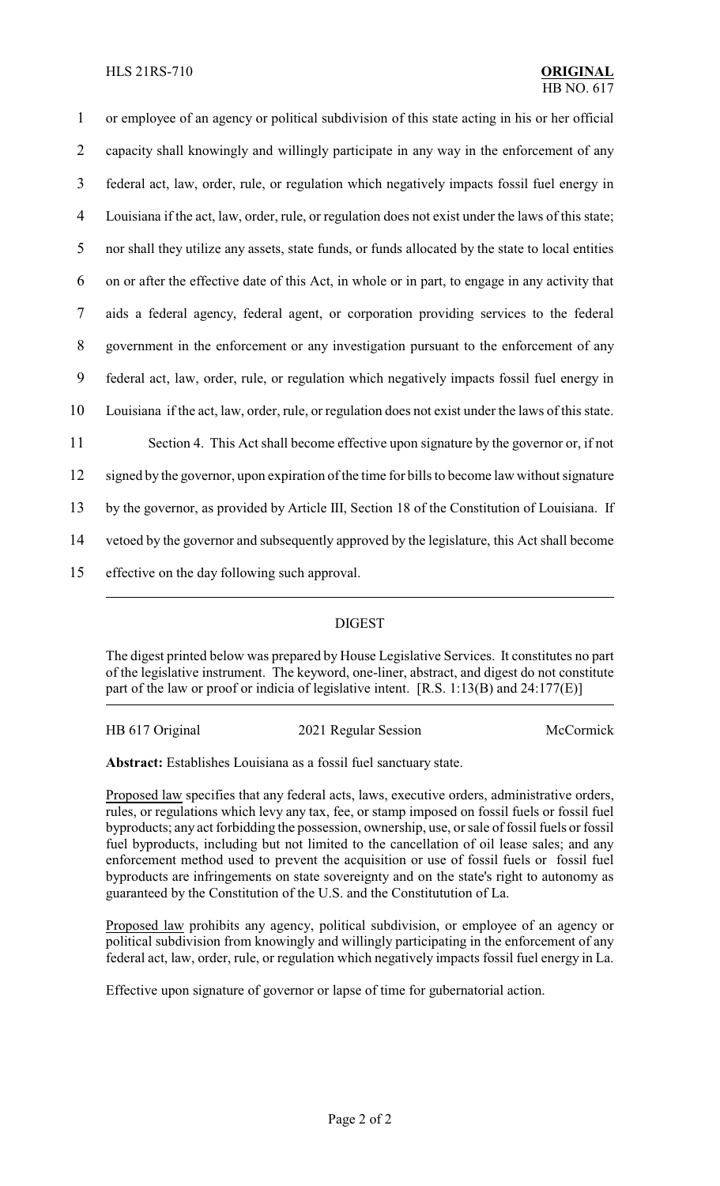or employee of an agency or political subdivision of this state acting in his or her official capacity shall knowingly and willingly participate in any way in the enforcement of any federal act, law, order, rule, or regulation which negatively impacts fossil fuel energy in Louisiana if the act, law, order, rule, or regulation does not exist under the laws of this state; nor shall they utilize any assets, state funds, or funds allocated by the state to local entities on or after the effective date of this Act, in whole or in part, to engage in any activity that aids a federal agency, federal agent, or corporation providing services to the federal government in the enforcement or any investigation pursuant to the enforcement of any federal act, law, order, rule, or regulation which negatively impacts fossil fuel energy in Louisiana if the act, law, order, rule, or regulation does not exist under the laws of this state.

Section 4. This Act shall become effective upon signature by the governor or, if not signed by the governor, upon expiration of the time for bills to become law without signature by the governor, as provided by Article III, Section 18 of the Constitution of Louisiana. If vetoed by the governor and subsequently approved by the legislature, this Act shall become effective on the day following such approval.

---

## DIGEST

The digest printed below was prepared by House Legislative Services. It constitutes no part of the legislative instrument. The keyword, one-liner, abstract, and digest do not constitute part of the law or proof or indicia of legislative intent. [R.S. 1:13(B) and 24:177(E)]

HB 617 Original — 2021 Regular Session — McCormick

**Abstract:** Establishes Louisiana as a fossil fuel sanctuary state.

Proposed law specifies that any federal acts, laws, executive orders, administrative orders, rules, or regulations which levy any tax, fee, or stamp imposed on fossil fuels or fossil fuel byproducts; any act forbidding the possession, ownership, use, or sale of fossil fuels or fossil fuel byproducts, including but not limited to the cancellation of oil lease sales; and any enforcement method used to prevent the acquisition or use of fossil fuels or fossil fuel byproducts are infringements on state sovereignty and on the state's right to autonomy as guaranteed by the Constitution of the U.S. and the Constitutution of La.

Proposed law prohibits any agency, political subdivision, or employee of an agency or political subdivision from knowingly and willingly participating in the enforcement of any federal act, law, order, rule, or regulation which negatively impacts fossil fuel energy in La.

Effective upon signature of governor or lapse of time for gubernatorial action.